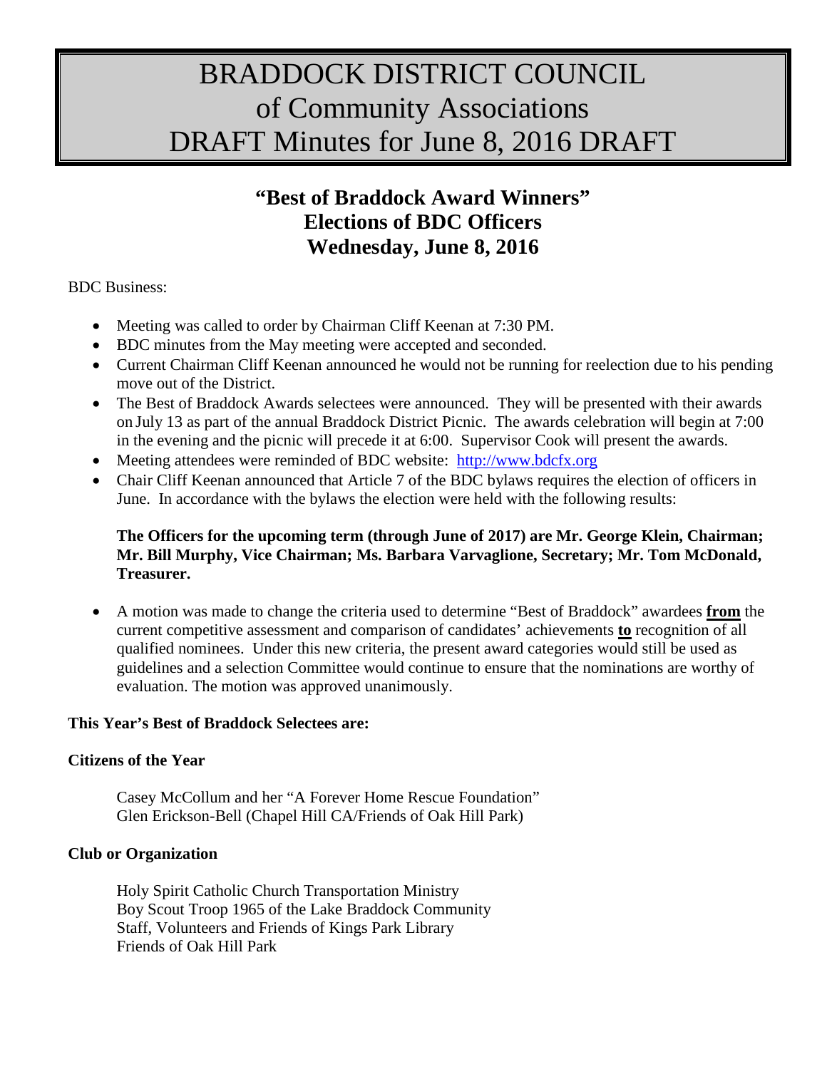# BRADDOCK DISTRICT COUNCIL of Community Associations DRAFT Minutes for June 8, 2016 DRAFT

## "Best of Braddock Award Winners" Elections of BDC Officers Wednesday, June 8, 2016

BDC Business:

- Meeting was called to order by Chairman Cliff Keenan at 7:30 PM.
- BDC minutes from the May meeting were accepted and seconded.
- Current Chairman Cliff Keenan announced he would not be running for reelection due to his pending move out of the District.
- The Best of Braddock Awards selectees were announced. They will be presented with their awards on July 13 as part of the annual Braddock District Picnic. The awards celebration will begin at 7:00 in the evening and the picnic will precede it at 6:00. Supervisor Cook will present the awards.
- Meeting attendees were reminded of BDC website: http://www.bdcfx.org
- Chair Cliff Keenan announced that Article 7 of the BDC bylaws requires the election of officers in June. In accordance with the bylaws the election were held with the following results:

  **The Officers for the upcoming term (through June of 2017) are Mr. George Klein, Chairman; Mr. Bill Murphy, Vice Chairman; Ms. Barbara Varvaglione, Secretary; Mr. Tom McDonald, Treasurer.**

- A motion was made to change the criteria used to determine "Best of Braddock" awardees **from** the current competitive assessment and comparison of candidates' achievements **to** recognition of all qualified nominees. Under this new criteria, the present award categories would still be used as guidelines and a selection Committee would continue to ensure that the nominations are worthy of evaluation. The motion was approved unanimously.

**This Year's Best of Braddock Selectees are:**

**Citizens of the Year**

Casey McCollum and her "A Forever Home Rescue Foundation"
Glen Erickson-Bell (Chapel Hill CA/Friends of Oak Hill Park)

**Club or Organization**

Holy Spirit Catholic Church Transportation Ministry
Boy Scout Troop 1965 of the Lake Braddock Community
Staff, Volunteers and Friends of Kings Park Library
Friends of Oak Hill Park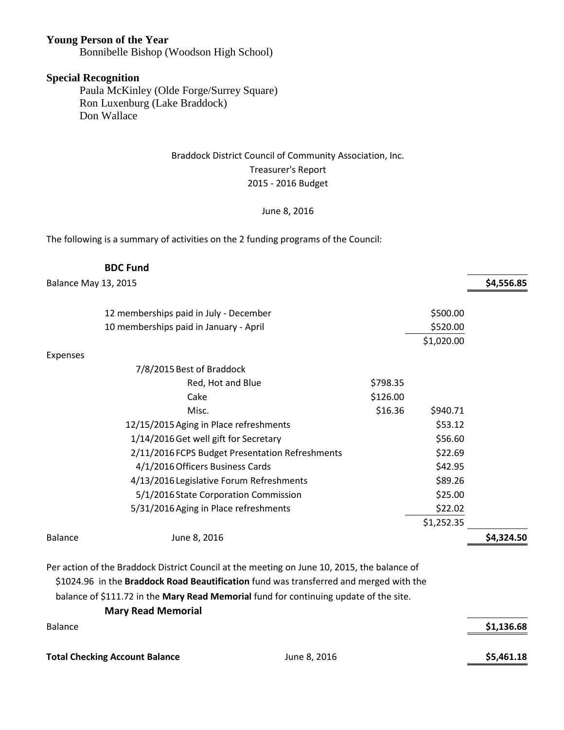**Young Person of the Year**

Bonnibelle Bishop (Woodson High School)

**Special Recognition**

Paula McKinley (Olde Forge/Surrey Square)
Ron Luxenburg (Lake Braddock)
Don Wallace

Braddock District Council of Community Association, Inc.
Treasurer's Report
2015 - 2016 Budget

June 8, 2016

The following is a summary of activities on the 2 funding programs of the Council:

**BDC Fund**

| | | | | |
|---|---|---|---|---|
| Balance May 13, 2015 | | | | **$4,556.85** |
| | 12 memberships paid in July - December | | $500.00 | |
| | 10 memberships paid in January - April | | $520.00 | |
| | | | $1,020.00 | |
| Expenses | | | | |
| | 7/8/2015 Best of Braddock | | | |
| | Red, Hot and Blue | $798.35 | | |
| | Cake | $126.00 | | |
| | Misc. | $16.36 | $940.71 | |
| | 12/15/2015 Aging in Place refreshments | | $53.12 | |
| | 1/14/2016 Get well gift for Secretary | | $56.60 | |
| | 2/11/2016 FCPS Budget Presentation Refreshments | | $22.69 | |
| | 4/1/2016 Officers Business Cards | | $42.95 | |
| | 4/13/2016 Legislative Forum Refreshments | | $89.26 | |
| | 5/1/2016 State Corporation Commission | | $25.00 | |
| | 5/31/2016 Aging in Place refreshments | | $22.02 | |
| | | | $1,252.35 | |
| Balance | June 8, 2016 | | | **$4,324.50** |

Per action of the Braddock District Council at the meeting on June 10, 2015, the balance of $1024.96 in the **Braddock Road Beautification** fund was transferred and merged with the balance of $111.72 in the **Mary Read Memorial** fund for continuing update of the site.

**Mary Read Memorial**

| | | |
|---|---|---|
| Balance | | **$1,136.68** |
| **Total Checking Account Balance** | June 8, 2016 | **$5,461.18** |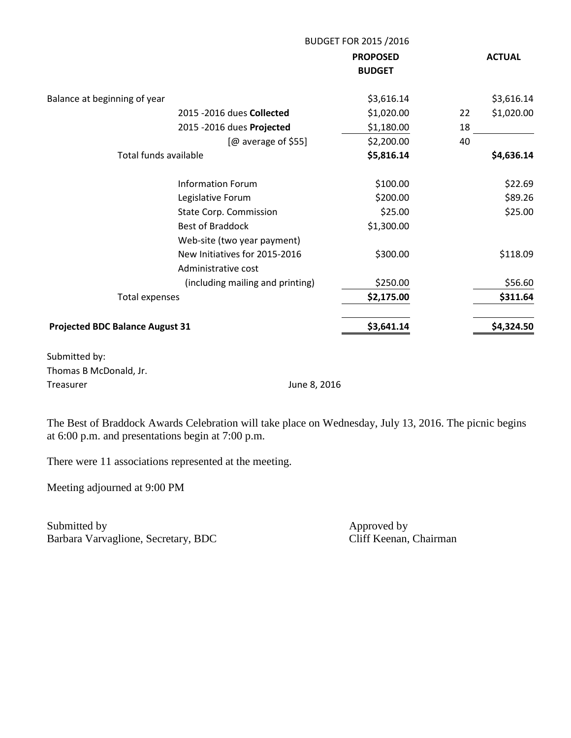BUDGET FOR 2015 /2016

| | PROPOSED BUDGET | | ACTUAL |
|---|---|---|---|
| Balance at beginning of year | $3,616.14 | | $3,616.14 |
| 2015 -2016 dues **Collected** | $1,020.00 | 22 | $1,020.00 |
| 2015 -2016 dues **Projected** | $1,180.00 | 18 | |
| [@ average of $55] | $2,200.00 | 40 | |
| Total funds available | **$5,816.14** | | **$4,636.14** |
| Information Forum | $100.00 | | $22.69 |
| Legislative Forum | $200.00 | | $89.26 |
| State Corp. Commission | $25.00 | | $25.00 |
| Best of Braddock | $1,300.00 | | |
| Web-site (two year payment) | | | |
| New Initiatives for 2015-2016 | $300.00 | | $118.09 |
| Administrative cost | | | |
| (including mailing and printing) | $250.00 | | $56.60 |
| Total expenses | **$2,175.00** | | **$311.64** |
| **Projected BDC Balance August 31** | **$3,641.14** | | **$4,324.50** |

Submitted by:
Thomas B McDonald, Jr.
Treasurer

June 8, 2016

The Best of Braddock Awards Celebration will take place on Wednesday, July 13, 2016. The picnic begins at 6:00 p.m. and presentations begin at 7:00 p.m.

There were 11 associations represented at the meeting.

Meeting adjourned at 9:00 PM

Submitted by
Barbara Varvaglione, Secretary, BDC

Approved by
Cliff Keenan, Chairman